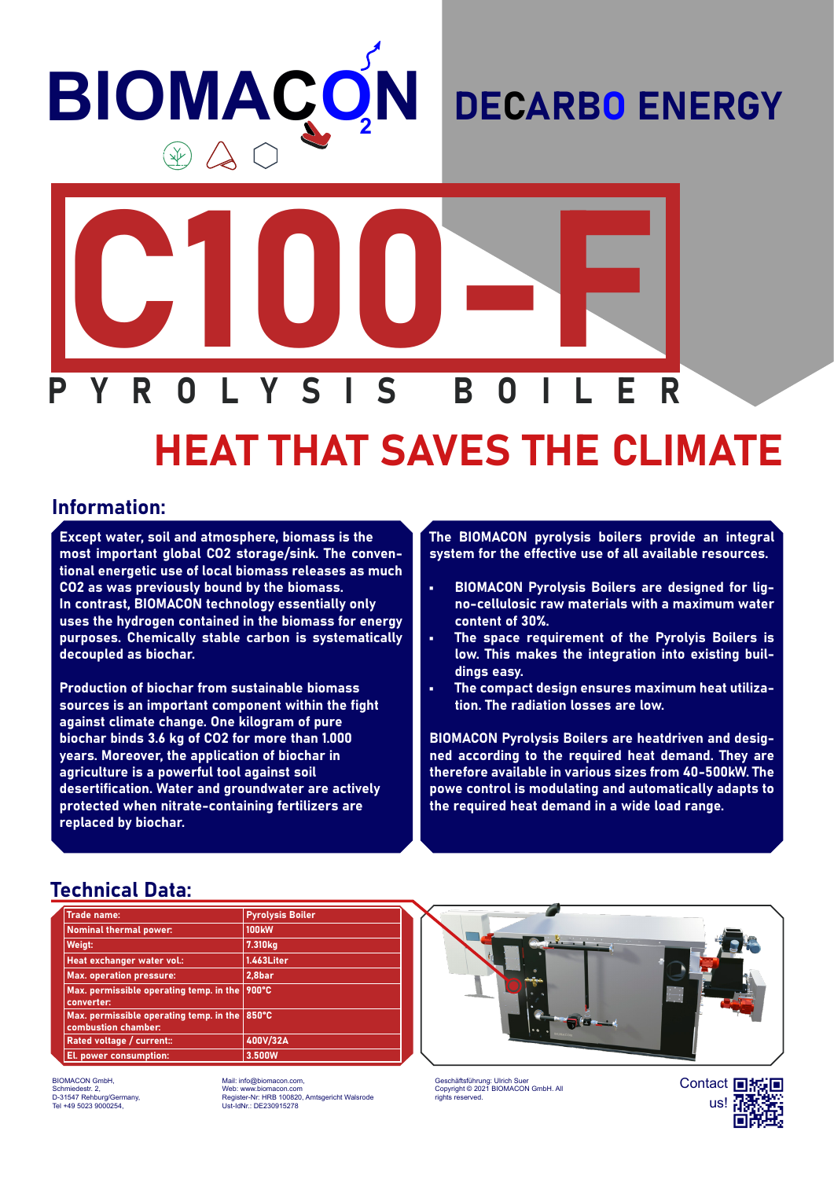BIOMACON

DECARBO ENERGY

# C100-F

## PYROLYSIS BOILER

## HEAT THAT SAVES THE CLIMATE

## Information:

**Except water, soil and atmosphere, biomass is the most important global CO2 storage/sink. The conventional energetic use of local biomass releases as much CO2 as was previously bound by the biomass. In contrast, BIOMACON technology essentially only uses the hydrogen contained in the biomass for energy purposes. Chemically stable carbon is systematically decoupled as biochar.**

**Production of biochar from sustainable biomass sources is an important component within the fight against climate change. One kilogram of pure biochar binds 3.6 kg of CO2 for more than 1.000 years. Moreover, the application of biochar in agriculture is a powerful tool against soil desertification. Water and groundwater are actively protected when nitrate-containing fertilizers are replaced by biochar.**

**The BIOMACON pyrolysis boilers provide an integral system for the effective use of all available resources.**

- **BIOMACON Pyrolysis Boilers are designed for ligno-cellulosic raw materials with a maximum water content of 30%.**
- **The space requirement of the Pyrolyis Boilers is low. This makes the integration into existing buildings easy.**
- **The compact design ensures maximum heat utilization. The radiation losses are low.**

**BIOMACON Pyrolysis Boilers are heatdriven and designed according to the required heat demand. They are therefore available in various sizes from 40-500kW. The powe control is modulating and automatically adapts to the required heat demand in a wide load range.**

## Technical Data:

| Trade name: | Pyrolysis Boiler |
|---|---|
| Nominal thermal power: | 100kW |
| Weigt: | 7.310kg |
| Heat exchanger water vol.: | 1.463Liter |
| Max. operation pressure: | 2,8bar |
| Max. permissible operating temp. in the converter: | 900°C |
| Max. permissible operating temp. in the combustion chamber: | 850°C |
| Rated voltage / current:: | 400V/32A |
| El. power consumption: | 3.500W |

BIOMACON GmbH,
Schmiedestr. 2,
D-31547 Rehburg/Germany,
Tel +49 5023 9000254,

Mail: info@biomacon.com,
Web: www.biomacon.com
Register-Nr: HRB 100820, Amtsgericht Walsrode
Ust-IdNr.: DE230915278

Geschäftsführung: Ulrich Suer
Copyright © 2021 BIOMACON GmbH. All rights reserved.

Contact us!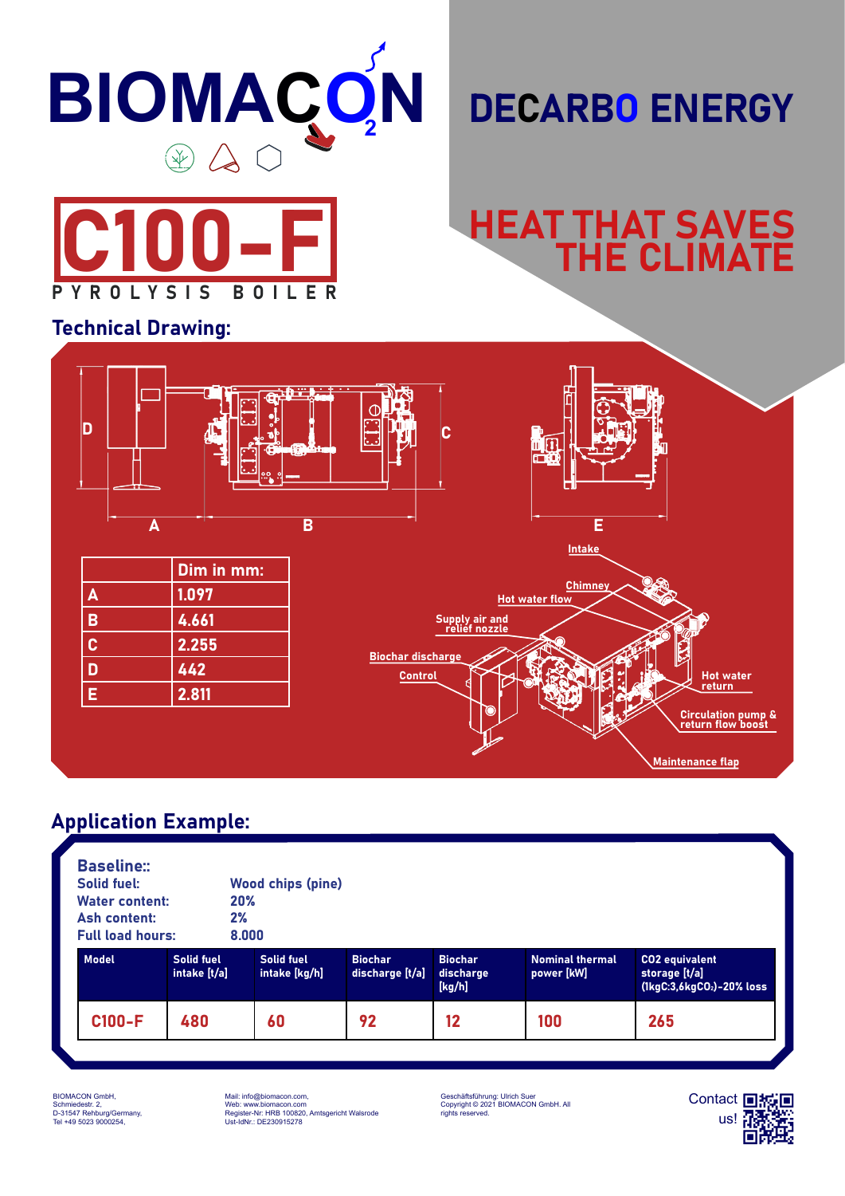# BIOMACON

## DECARBO ENERGY

# C100-F

PYROLYSIS BOILER

## HEAT THAT SAVES THE CLIMATE

## Technical Drawing:

A
B
C
D
E

| | Dim in mm: |
|---|---|
| A | 1.097 |
| B | 4.661 |
| C | 2.255 |
| D | 442 |
| E | 2.811 |

Intake
Chimney
Hot water flow
Supply air and relief nozzle
Biochar discharge
Control
Hot water return
Circulation pump & return flow boost
Maintenance flap

## Application Example:

**Baseline::**

**Solid fuel:** Wood chips (pine)
**Water content:** 20%
**Ash content:** 2%
**Full load hours:** 8.000

| Model | Solid fuel intake [t/a] | Solid fuel intake [kg/h] | Biochar discharge [t/a] | Biochar discharge [kg/h] | Nominal thermal power [kW] | CO2 equivalent storage [t/a] (1kgC:3,6kg$CO_2$)-20% loss |
|---|---|---|---|---|---|---|
| C100-F | 480 | 60 | 92 | 12 | 100 | 265 |

BIOMACON GmbH,
Schmiedestr. 2,
D-31547 Rehburg/Germany,
Tel +49 5023 9000254,

Mail: info@biomacon.com,
Web: www.biomacon.com
Register-Nr: HRB 100820, Amtsgericht Walsrode
Ust-IdNr.: DE230915278

Geschäftsführung: Ulrich Suer
Copyright © 2021 BIOMACON GmbH. All rights reserved.

Contact us!